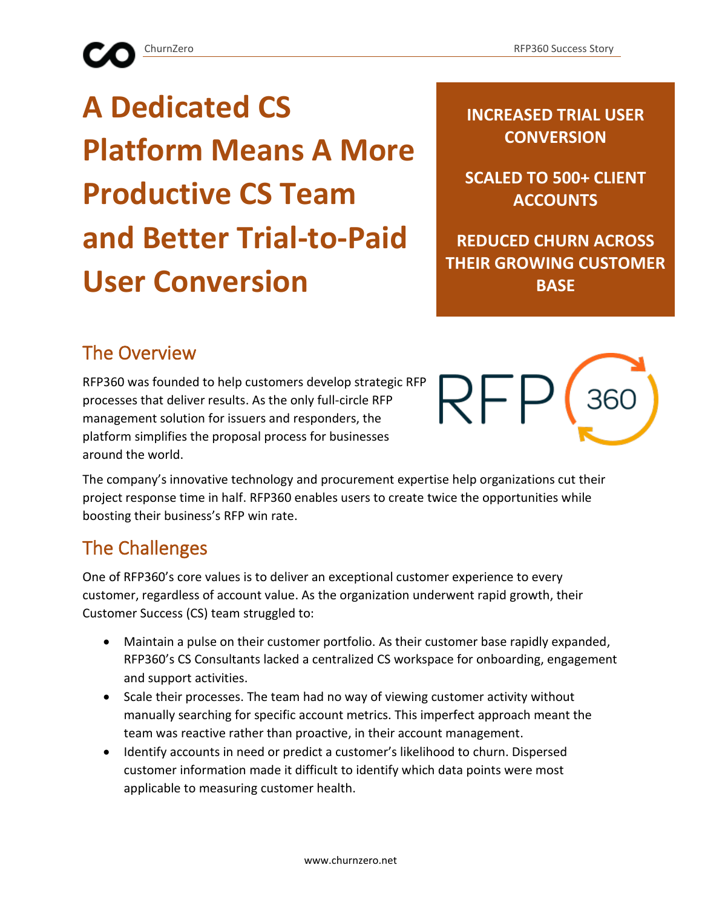# A Dedicated CS Platform Means A More Productive CS Team and Better Trial-to-Paid User Conversion

**INCREASED TRIAL USER CONVERSION**

**SCALED TO 500+ CLIENT ACCOUNTS**

**REDUCED CHURN ACROSS THEIR GROWING CUSTOMER BASE**

## The Overview

RFP360 was founded to help customers develop strategic RFP processes that deliver results. As the only full-circle RFP management solution for issuers and responders, the platform simplifies the proposal process for businesses around the world.

The company's innovative technology and procurement expertise help organizations cut their project response time in half. RFP360 enables users to create twice the opportunities while boosting their business's RFP win rate.

## The Challenges

One of RFP360's core values is to deliver an exceptional customer experience to every customer, regardless of account value. As the organization underwent rapid growth, their Customer Success (CS) team struggled to:

- Maintain a pulse on their customer portfolio. As their customer base rapidly expanded, RFP360's CS Consultants lacked a centralized CS workspace for onboarding, engagement and support activities.
- Scale their processes. The team had no way of viewing customer activity without manually searching for specific account metrics. This imperfect approach meant the team was reactive rather than proactive, in their account management.
- Identify accounts in need or predict a customer's likelihood to churn. Dispersed customer information made it difficult to identify which data points were most applicable to measuring customer health.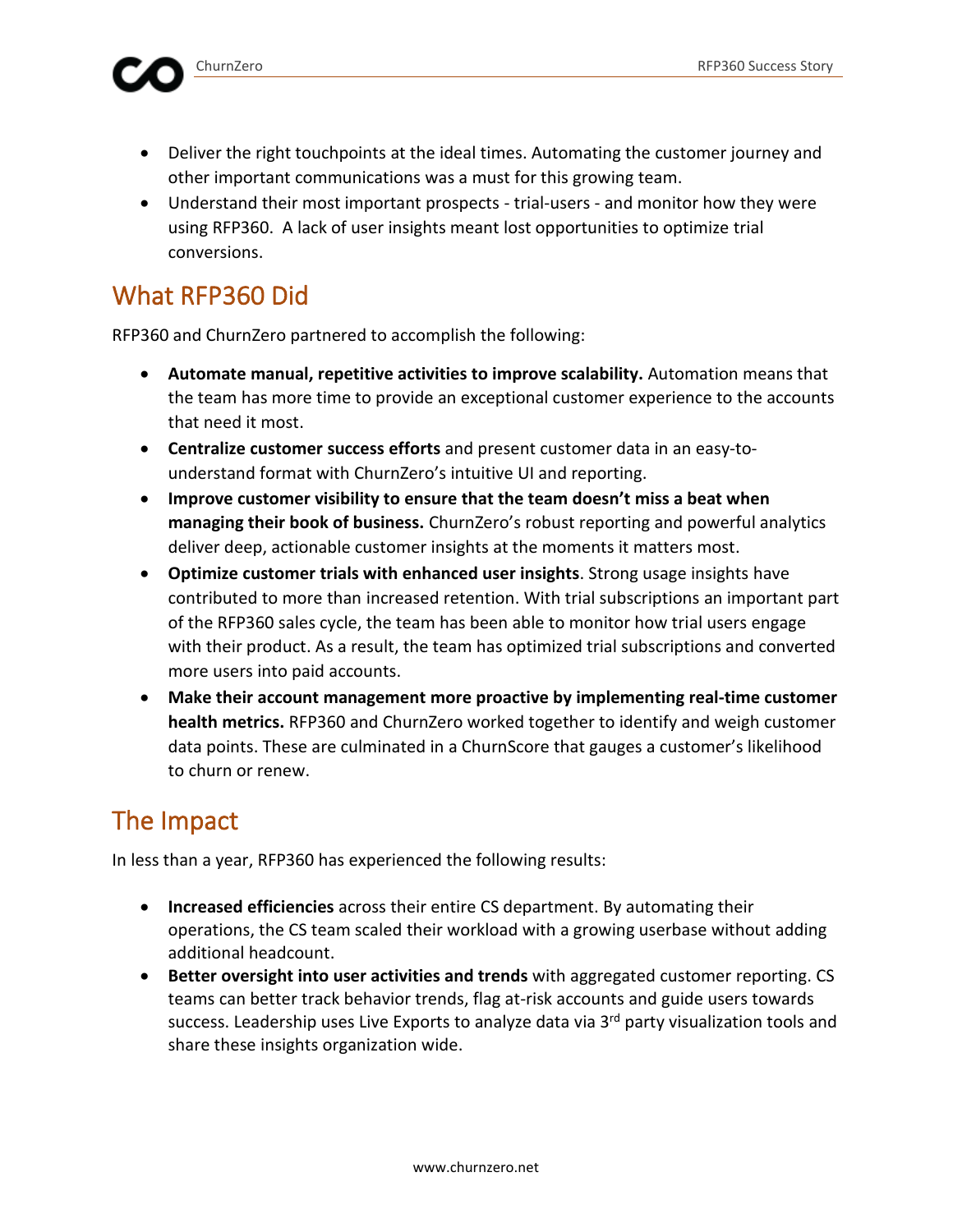- Deliver the right touchpoints at the ideal times. Automating the customer journey and other important communications was a must for this growing team.
- Understand their most important prospects - trial-users - and monitor how they were using RFP360.  A lack of user insights meant lost opportunities to optimize trial conversions.

## What RFP360 Did

RFP360 and ChurnZero partnered to accomplish the following:

- **Automate manual, repetitive activities to improve scalability.** Automation means that the team has more time to provide an exceptional customer experience to the accounts that need it most.
- **Centralize customer success efforts** and present customer data in an easy-to-understand format with ChurnZero's intuitive UI and reporting.
- **Improve customer visibility to ensure that the team doesn't miss a beat when managing their book of business.** ChurnZero's robust reporting and powerful analytics deliver deep, actionable customer insights at the moments it matters most.
- **Optimize customer trials with enhanced user insights**. Strong usage insights have contributed to more than increased retention. With trial subscriptions an important part of the RFP360 sales cycle, the team has been able to monitor how trial users engage with their product. As a result, the team has optimized trial subscriptions and converted more users into paid accounts.
- **Make their account management more proactive by implementing real-time customer health metrics.** RFP360 and ChurnZero worked together to identify and weigh customer data points. These are culminated in a ChurnScore that gauges a customer's likelihood to churn or renew.

## The Impact

In less than a year, RFP360 has experienced the following results:

- **Increased efficiencies** across their entire CS department. By automating their operations, the CS team scaled their workload with a growing userbase without adding additional headcount.
- **Better oversight into user activities and trends** with aggregated customer reporting. CS teams can better track behavior trends, flag at-risk accounts and guide users towards success. Leadership uses Live Exports to analyze data via 3rd party visualization tools and share these insights organization wide.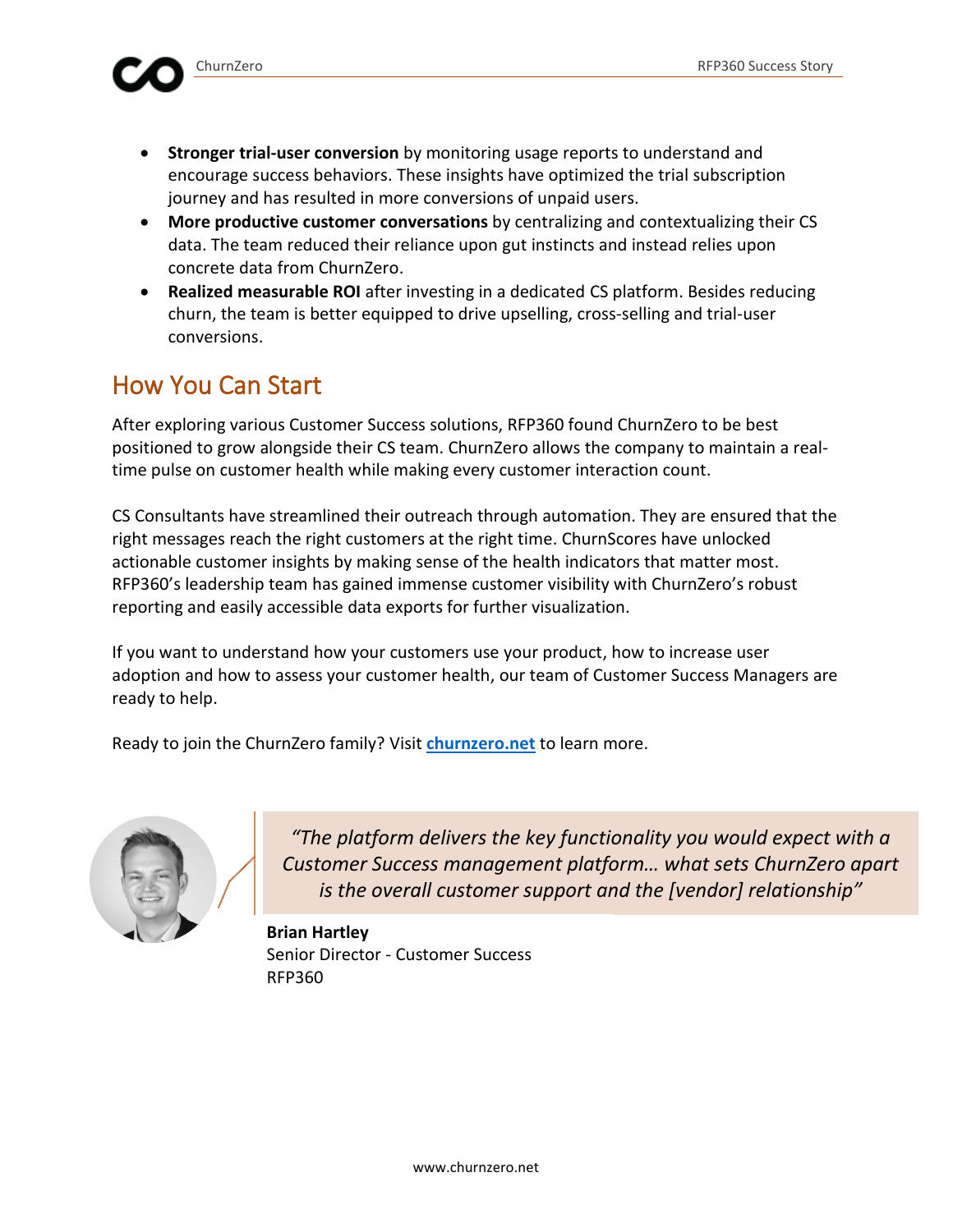- **Stronger trial-user conversion** by monitoring usage reports to understand and encourage success behaviors. These insights have optimized the trial subscription journey and has resulted in more conversions of unpaid users.
- **More productive customer conversations** by centralizing and contextualizing their CS data. The team reduced their reliance upon gut instincts and instead relies upon concrete data from ChurnZero.
- **Realized measurable ROI** after investing in a dedicated CS platform. Besides reducing churn, the team is better equipped to drive upselling, cross-selling and trial-user conversions.

## How You Can Start

After exploring various Customer Success solutions, RFP360 found ChurnZero to be best positioned to grow alongside their CS team. ChurnZero allows the company to maintain a real-time pulse on customer health while making every customer interaction count.

CS Consultants have streamlined their outreach through automation. They are ensured that the right messages reach the right customers at the right time. ChurnScores have unlocked actionable customer insights by making sense of the health indicators that matter most. RFP360's leadership team has gained immense customer visibility with ChurnZero's robust reporting and easily accessible data exports for further visualization.

If you want to understand how your customers use your product, how to increase user adoption and how to assess your customer health, our team of Customer Success Managers are ready to help.

Ready to join the ChurnZero family? Visit **[churnzero.net](https://churnzero.net)** to learn more.

> *"The platform delivers the key functionality you would expect with a Customer Success management platform… what sets ChurnZero apart is the overall customer support and the [vendor] relationship"*

**Brian Hartley**
Senior Director - Customer Success
RFP360